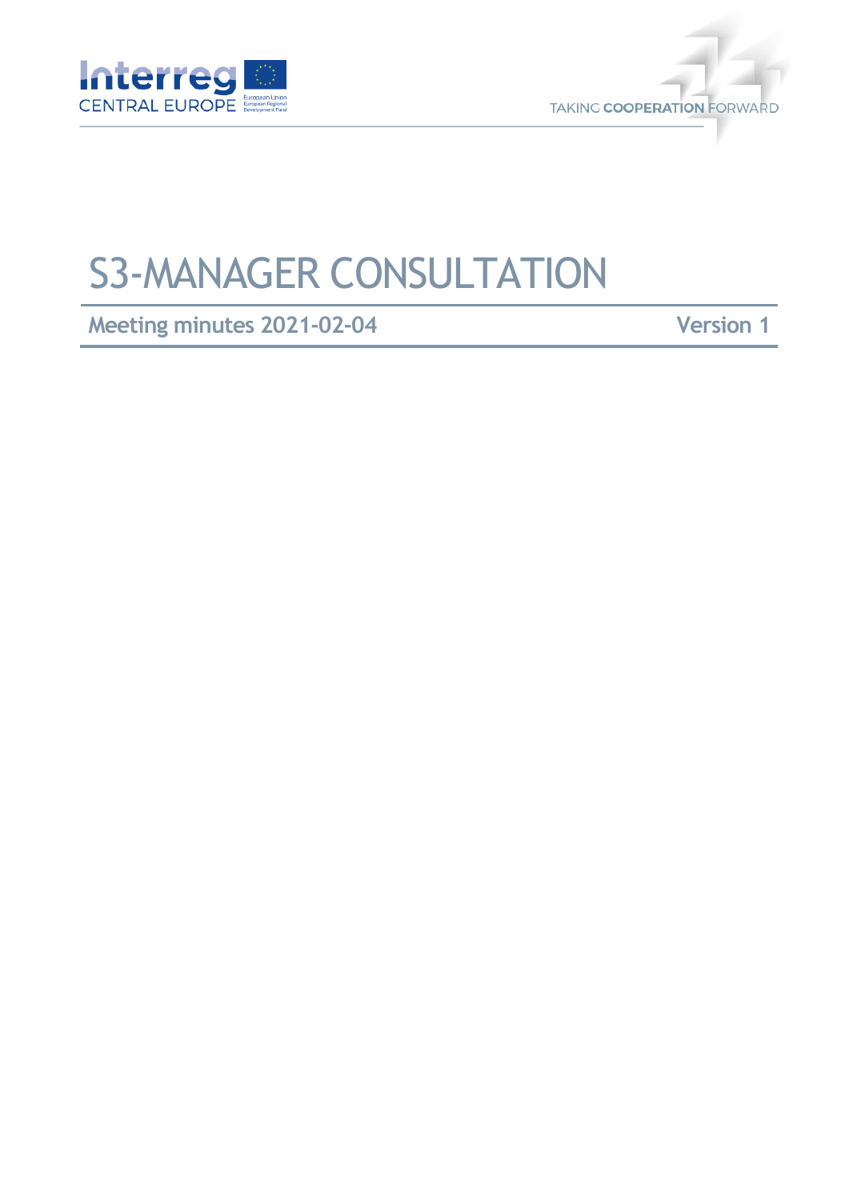# S3-MANAGER CONSULTATION

**Meeting minutes 2021-02-04** **Version 1**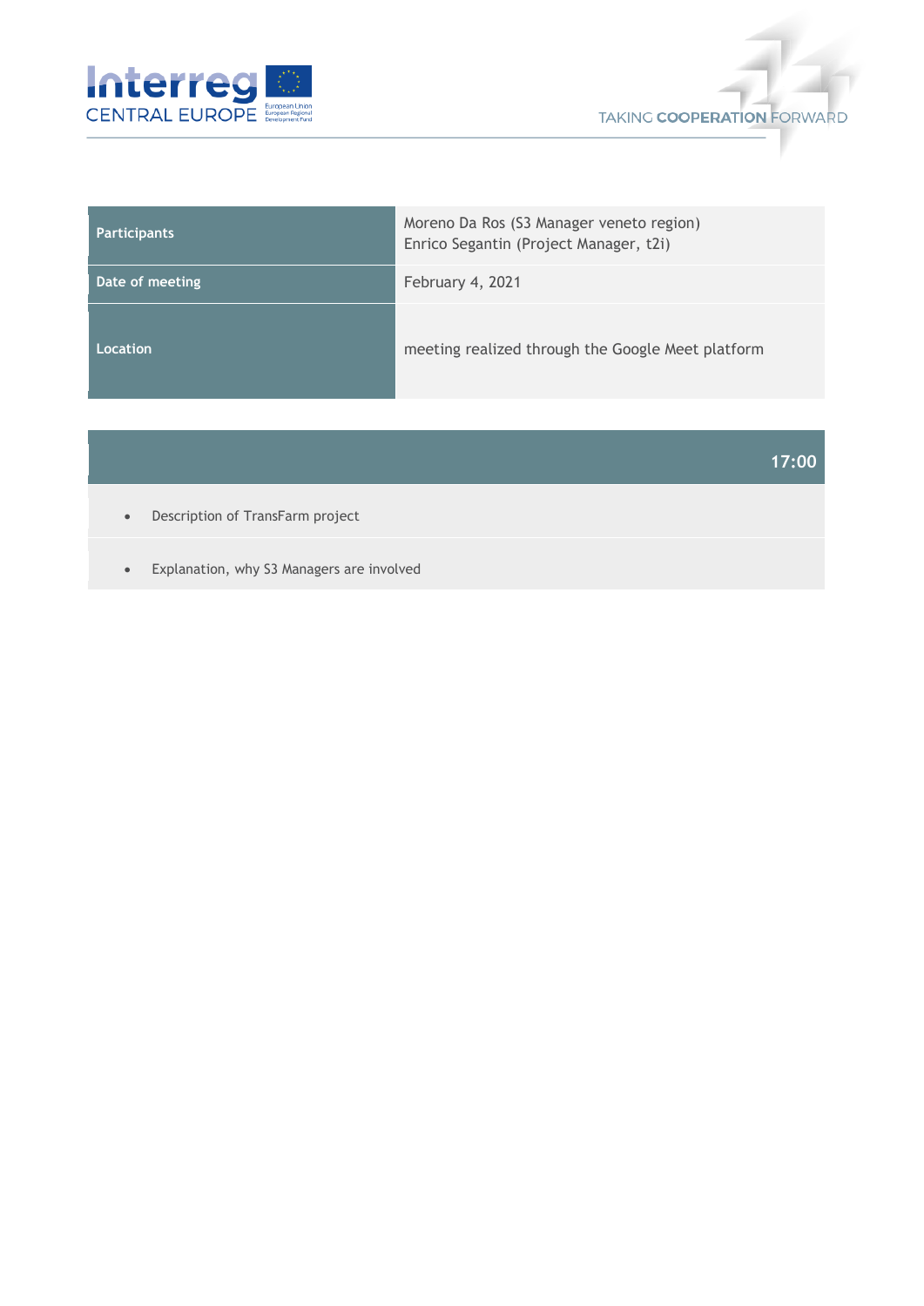| Participants | Moreno Da Ros (S3 Manager veneto region)<br>Enrico Segantin (Project Manager, t2i) |
|---|---|
| Date of meeting | February 4, 2021 |
| Location | meeting realized through the Google Meet platform |

| 17:00 |
|---|
| • Description of TransFarm project |
| • Explanation, why S3 Managers are involved |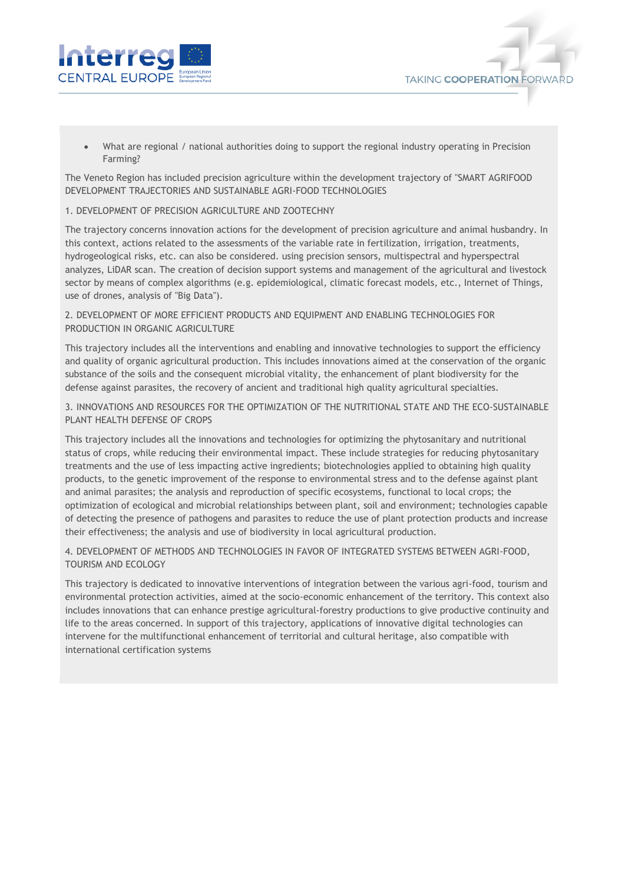- What are regional / national authorities doing to support the regional industry operating in Precision Farming?

The Veneto Region has included precision agriculture within the development trajectory of "SMART AGRIFOOD DEVELOPMENT TRAJECTORIES AND SUSTAINABLE AGRI-FOOD TECHNOLOGIES

1. DEVELOPMENT OF PRECISION AGRICULTURE AND ZOOTECHNY

The trajectory concerns innovation actions for the development of precision agriculture and animal husbandry. In this context, actions related to the assessments of the variable rate in fertilization, irrigation, treatments, hydrogeological risks, etc. can also be considered. using precision sensors, multispectral and hyperspectral analyzes, LiDAR scan. The creation of decision support systems and management of the agricultural and livestock sector by means of complex algorithms (e.g. epidemiological, climatic forecast models, etc., Internet of Things, use of drones, analysis of "Big Data").

2. DEVELOPMENT OF MORE EFFICIENT PRODUCTS AND EQUIPMENT AND ENABLING TECHNOLOGIES FOR PRODUCTION IN ORGANIC AGRICULTURE

This trajectory includes all the interventions and enabling and innovative technologies to support the efficiency and quality of organic agricultural production. This includes innovations aimed at the conservation of the organic substance of the soils and the consequent microbial vitality, the enhancement of plant biodiversity for the defense against parasites, the recovery of ancient and traditional high quality agricultural specialties.

3. INNOVATIONS AND RESOURCES FOR THE OPTIMIZATION OF THE NUTRITIONAL STATE AND THE ECO-SUSTAINABLE PLANT HEALTH DEFENSE OF CROPS

This trajectory includes all the innovations and technologies for optimizing the phytosanitary and nutritional status of crops, while reducing their environmental impact. These include strategies for reducing phytosanitary treatments and the use of less impacting active ingredients; biotechnologies applied to obtaining high quality products, to the genetic improvement of the response to environmental stress and to the defense against plant and animal parasites; the analysis and reproduction of specific ecosystems, functional to local crops; the optimization of ecological and microbial relationships between plant, soil and environment; technologies capable of detecting the presence of pathogens and parasites to reduce the use of plant protection products and increase their effectiveness; the analysis and use of biodiversity in local agricultural production.

4. DEVELOPMENT OF METHODS AND TECHNOLOGIES IN FAVOR OF INTEGRATED SYSTEMS BETWEEN AGRI-FOOD, TOURISM AND ECOLOGY

This trajectory is dedicated to innovative interventions of integration between the various agri-food, tourism and environmental protection activities, aimed at the socio-economic enhancement of the territory. This context also includes innovations that can enhance prestige agricultural-forestry productions to give productive continuity and life to the areas concerned. In support of this trajectory, applications of innovative digital technologies can intervene for the multifunctional enhancement of territorial and cultural heritage, also compatible with international certification systems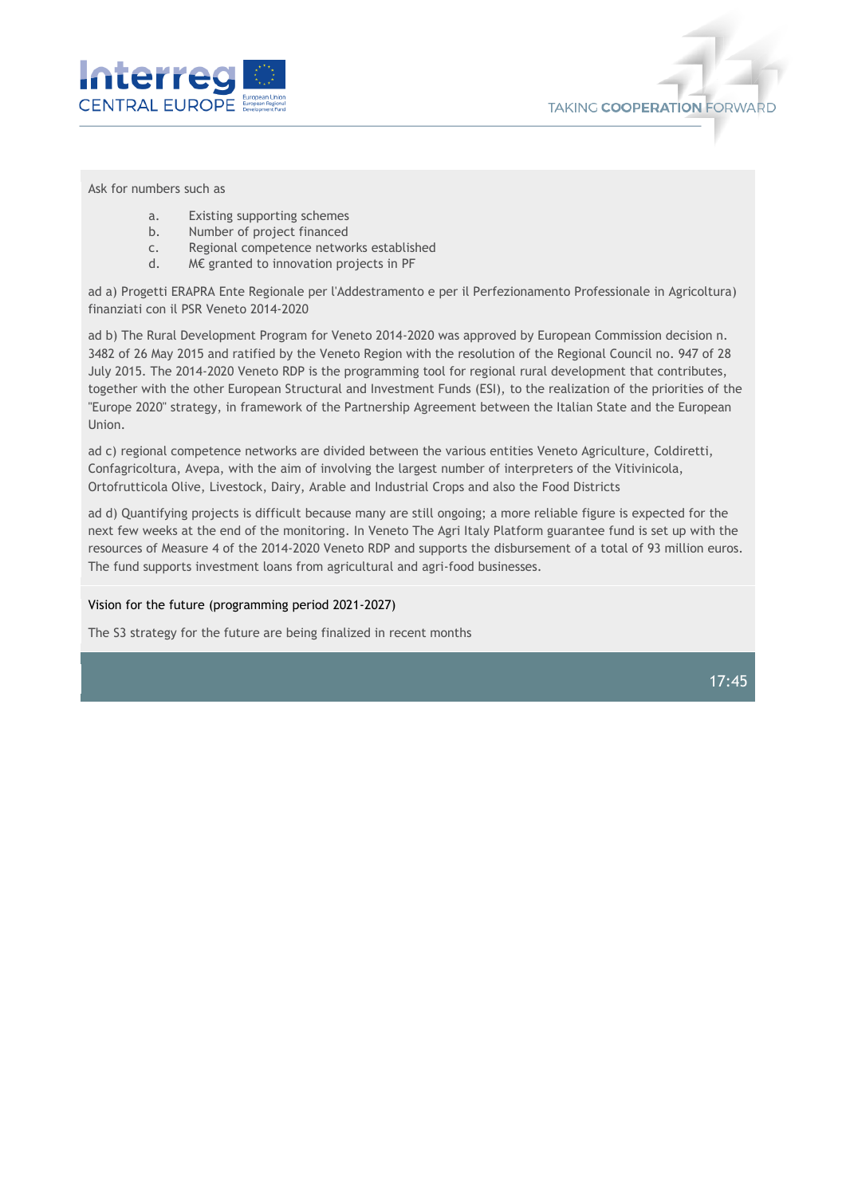Ask for numbers such as

a. Existing supporting schemes
b. Number of project financed
c. Regional competence networks established
d. M€ granted to innovation projects in PF

ad a) Progetti ERAPRA Ente Regionale per l'Addestramento e per il Perfezionamento Professionale in Agricoltura) finanziati con il PSR Veneto 2014-2020

ad b) The Rural Development Program for Veneto 2014-2020 was approved by European Commission decision n. 3482 of 26 May 2015 and ratified by the Veneto Region with the resolution of the Regional Council no. 947 of 28 July 2015. The 2014-2020 Veneto RDP is the programming tool for regional rural development that contributes, together with the other European Structural and Investment Funds (ESI), to the realization of the priorities of the "Europe 2020" strategy, in framework of the Partnership Agreement between the Italian State and the European Union.

ad c) regional competence networks are divided between the various entities Veneto Agriculture, Coldiretti, Confagricoltura, Avepa, with the aim of involving the largest number of interpreters of the Vitivinicola, Ortofrutticola Olive, Livestock, Dairy, Arable and Industrial Crops and also the Food Districts

ad d) Quantifying projects is difficult because many are still ongoing; a more reliable figure is expected for the next few weeks at the end of the monitoring. In Veneto The Agri Italy Platform guarantee fund is set up with the resources of Measure 4 of the 2014-2020 Veneto RDP and supports the disbursement of a total of 93 million euros. The fund supports investment loans from agricultural and agri-food businesses.

Vision for the future (programming period 2021-2027)

The S3 strategy for the future are being finalized in recent months

17:45